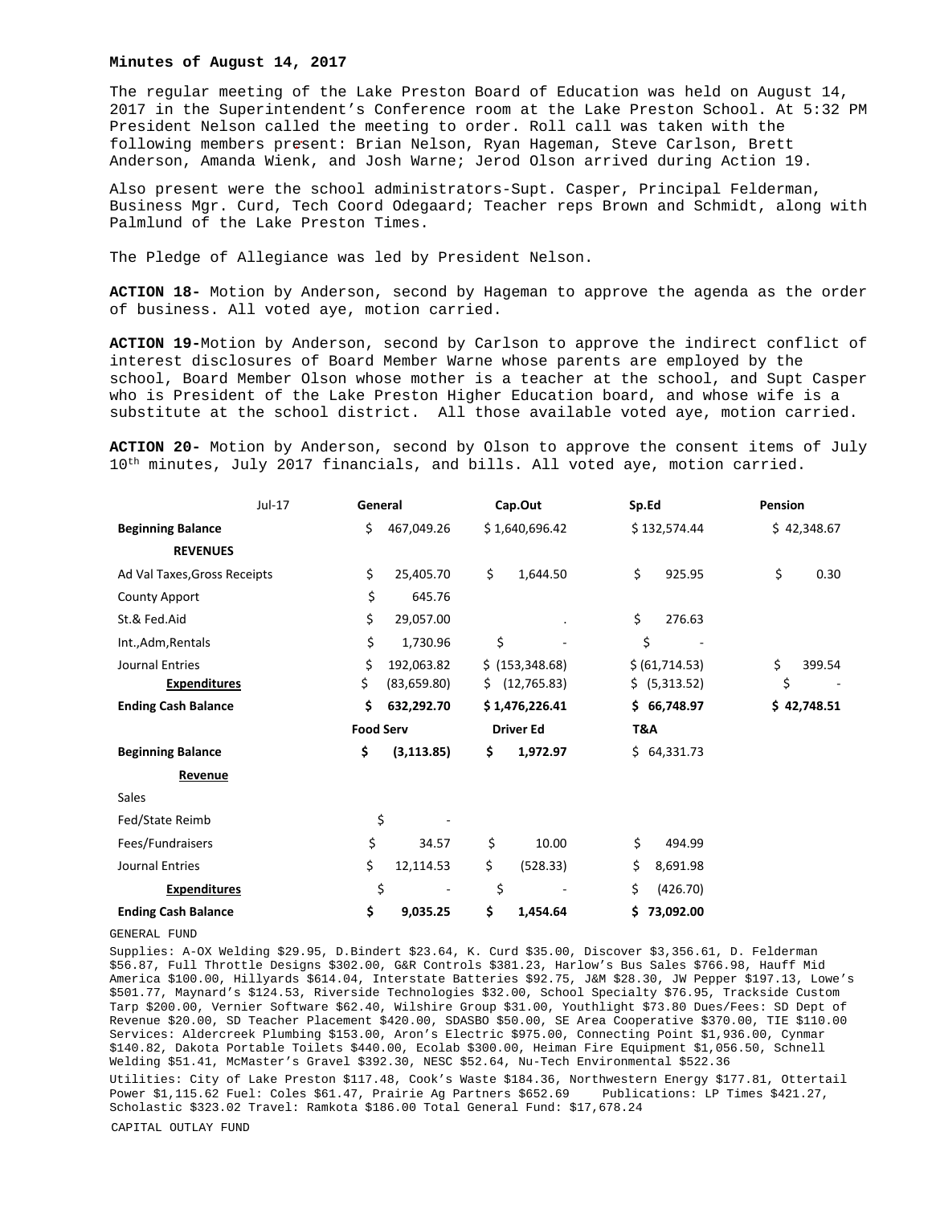**Minutes of August 14, 2017**

The regular meeting of the Lake Preston Board of Education was held on August 14, 2017 in the Superintendent's Conference room at the Lake Preston School. At 5:32 PM President Nelson called the meeting to order. Roll call was taken with the following members present: Brian Nelson, Ryan Hageman, Steve Carlson, Brett Anderson, Amanda Wienk, and Josh Warne; Jerod Olson arrived during Action 19.

Also present were the school administrators-Supt. Casper, Principal Felderman, Business Mgr. Curd, Tech Coord Odegaard; Teacher reps Brown and Schmidt, along with Palmlund of the Lake Preston Times.

The Pledge of Allegiance was led by President Nelson.

**ACTION 18-** Motion by Anderson, second by Hageman to approve the agenda as the order of business. All voted aye, motion carried.

**ACTION 19-**Motion by Anderson, second by Carlson to approve the indirect conflict of interest disclosures of Board Member Warne whose parents are employed by the school, Board Member Olson whose mother is a teacher at the school, and Supt Casper who is President of the Lake Preston Higher Education board, and whose wife is a substitute at the school district. All those available voted aye, motion carried.

**ACTION 20-** Motion by Anderson, second by Olson to approve the consent items of July 10th minutes, July 2017 financials, and bills. All voted aye, motion carried.

| Jul-17 | General | Cap.Out | Sp.Ed | Pension |
|---|---|---|---|---|
| **Beginning Balance** | $ 467,049.26 | $ 1,640,696.42 | $ 132,574.44 | $ 42,348.67 |
| **REVENUES** | | | | |
| Ad Val Taxes,Gross Receipts | $ 25,405.70 | $ 1,644.50 | $ 925.95 | $ 0.30 |
| County Apport | $ 645.76 | | | |
| St.& Fed.Aid | $ 29,057.00 | . | $ 276.63 | |
| Int.,Adm,Rentals | $ 1,730.96 | $ - | $ - | |
| Journal Entries | $ 192,063.82 | $ (153,348.68) | $ (61,714.53) | $ 399.54 |
| **Expenditures** | $ (83,659.80) | $ (12,765.83) | $ (5,313.52) | $ - |
| **Ending Cash Balance** | **$ 632,292.70** | **$ 1,476,226.41** | **$ 66,748.97** | **$ 42,748.51** |
| | **Food Serv** | **Driver Ed** | **T&A** | |
| **Beginning Balance** | **$ (3,113.85)** | **$ 1,972.97** | $ 64,331.73 | |
| **Revenue** | | | | |
| Sales | | | | |
| Fed/State Reimb | $ - | | | |
| Fees/Fundraisers | $ 34.57 | $ 10.00 | $ 494.99 | |
| Journal Entries | $ 12,114.53 | $ (528.33) | $ 8,691.98 | |
| **Expenditures** | $ - | $ - | $ (426.70) | |
| **Ending Cash Balance** | **$ 9,035.25** | **$ 1,454.64** | **$ 73,092.00** | |

GENERAL FUND

Supplies: A-OX Welding $29.95, D.Bindert $23.64, K. Curd $35.00, Discover $3,356.61, D. Felderman $56.87, Full Throttle Designs $302.00, G&R Controls $381.23, Harlow's Bus Sales $766.98, Hauff Mid America $100.00, Hillyards $614.04, Interstate Batteries $92.75, J&M $28.30, JW Pepper $197.13, Lowe's $501.77, Maynard's $124.53, Riverside Technologies $32.00, School Specialty $76.95, Trackside Custom Tarp $200.00, Vernier Software $62.40, Wilshire Group $31.00, Youthlight $73.80 Dues/Fees: SD Dept of Revenue $20.00, SD Teacher Placement $420.00, SDASBO $50.00, SE Area Cooperative $370.00, TIE $110.00 Services: Aldercreek Plumbing $153.00, Aron's Electric $975.00, Connecting Point $1,936.00, Cynmar $140.82, Dakota Portable Toilets $440.00, Ecolab $300.00, Heiman Fire Equipment $1,056.50, Schnell Welding $51.41, McMaster's Gravel $392.30, NESC $52.64, Nu-Tech Environmental $522.36

Utilities: City of Lake Preston $117.48, Cook's Waste $184.36, Northwestern Energy $177.81, Ottertail Power $1,115.62 Fuel: Coles $61.47, Prairie Ag Partners $652.69 Publications: LP Times $421.27, Scholastic $323.02 Travel: Ramkota $186.00 Total General Fund: $17,678.24

CAPITAL OUTLAY FUND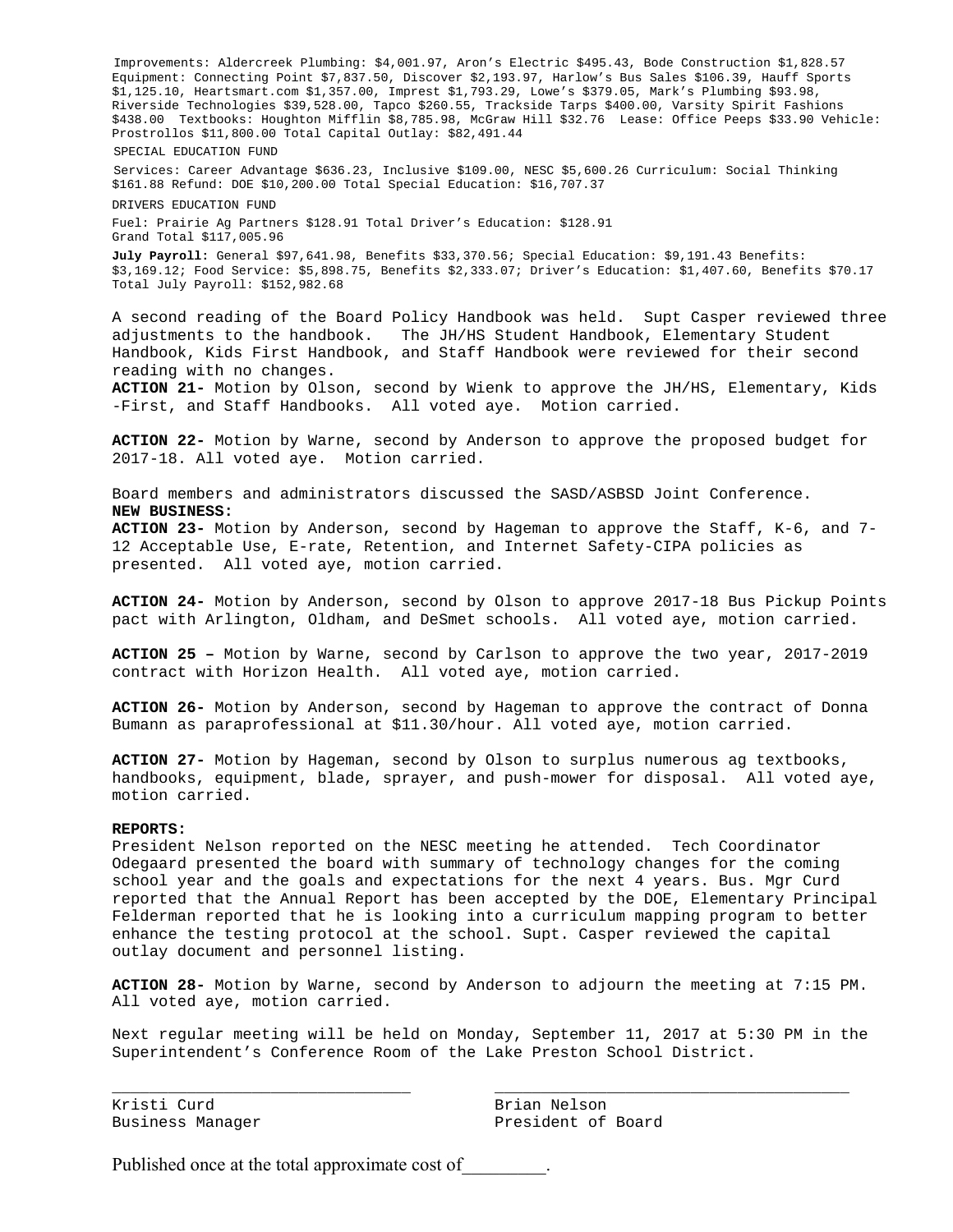Improvements: Aldercreek Plumbing: $4,001.97, Aron's Electric $495.43, Bode Construction $1,828.57 Equipment: Connecting Point $7,837.50, Discover $2,193.97, Harlow's Bus Sales $106.39, Hauff Sports $1,125.10, Heartsmart.com $1,357.00, Imprest $1,793.29, Lowe's $379.05, Mark's Plumbing $93.98, Riverside Technologies $39,528.00, Tapco $260.55, Trackside Tarps $400.00, Varsity Spirit Fashions $438.00 Textbooks: Houghton Mifflin $8,785.98, McGraw Hill $32.76 Lease: Office Peeps $33.90 Vehicle: Prostrollos $11,800.00 Total Capital Outlay: $82,491.44

SPECIAL EDUCATION FUND

Services: Career Advantage $636.23, Inclusive $109.00, NESC $5,600.26 Curriculum: Social Thinking $161.88 Refund: DOE $10,200.00 Total Special Education: $16,707.37

DRIVERS EDUCATION FUND

Fuel: Prairie Ag Partners $128.91 Total Driver's Education: $128.91
Grand Total $117,005.96

**July Payroll:** General $97,641.98, Benefits $33,370.56; Special Education: $9,191.43 Benefits: $3,169.12; Food Service: $5,898.75, Benefits $2,333.07; Driver's Education: $1,407.60, Benefits $70.17 Total July Payroll: $152,982.68

A second reading of the Board Policy Handbook was held. Supt Casper reviewed three adjustments to the handbook. The JH/HS Student Handbook, Elementary Student Handbook, Kids First Handbook, and Staff Handbook were reviewed for their second reading with no changes.
**ACTION 21-** Motion by Olson, second by Wienk to approve the JH/HS, Elementary, Kids -First, and Staff Handbooks. All voted aye. Motion carried.

**ACTION 22-** Motion by Warne, second by Anderson to approve the proposed budget for 2017-18. All voted aye. Motion carried.

Board members and administrators discussed the SASD/ASBSD Joint Conference.
**NEW BUSINESS:**
**ACTION 23-** Motion by Anderson, second by Hageman to approve the Staff, K-6, and 7-12 Acceptable Use, E-rate, Retention, and Internet Safety-CIPA policies as presented. All voted aye, motion carried.

**ACTION 24-** Motion by Anderson, second by Olson to approve 2017-18 Bus Pickup Points pact with Arlington, Oldham, and DeSmet schools. All voted aye, motion carried.

**ACTION 25 –** Motion by Warne, second by Carlson to approve the two year, 2017-2019 contract with Horizon Health. All voted aye, motion carried.

**ACTION 26-** Motion by Anderson, second by Hageman to approve the contract of Donna Bumann as paraprofessional at $11.30/hour. All voted aye, motion carried.

**ACTION 27-** Motion by Hageman, second by Olson to surplus numerous ag textbooks, handbooks, equipment, blade, sprayer, and push-mower for disposal. All voted aye, motion carried.

**REPORTS:**
President Nelson reported on the NESC meeting he attended. Tech Coordinator Odegaard presented the board with summary of technology changes for the coming school year and the goals and expectations for the next 4 years. Bus. Mgr Curd reported that the Annual Report has been accepted by the DOE, Elementary Principal Felderman reported that he is looking into a curriculum mapping program to better enhance the testing protocol at the school. Supt. Casper reviewed the capital outlay document and personnel listing.

**ACTION 28-** Motion by Warne, second by Anderson to adjourn the meeting at 7:15 PM. All voted aye, motion carried.

Next regular meeting will be held on Monday, September 11, 2017 at 5:30 PM in the Superintendent's Conference Room of the Lake Preston School District.

\_\_\_\_\_\_\_\_\_\_\_\_\_\_\_\_\_\_\_\_\_\_\_\_\_\_\_\_\_\_ \_\_\_\_\_\_\_\_\_\_\_\_\_\_\_\_\_\_\_\_\_\_\_\_\_\_\_\_\_\_\_\_\_\_\_\_

Kristi Curd — Business Manager

Brian Nelson — President of Board

Published once at the total approximate cost of\_\_\_\_\_\_\_\_\_.